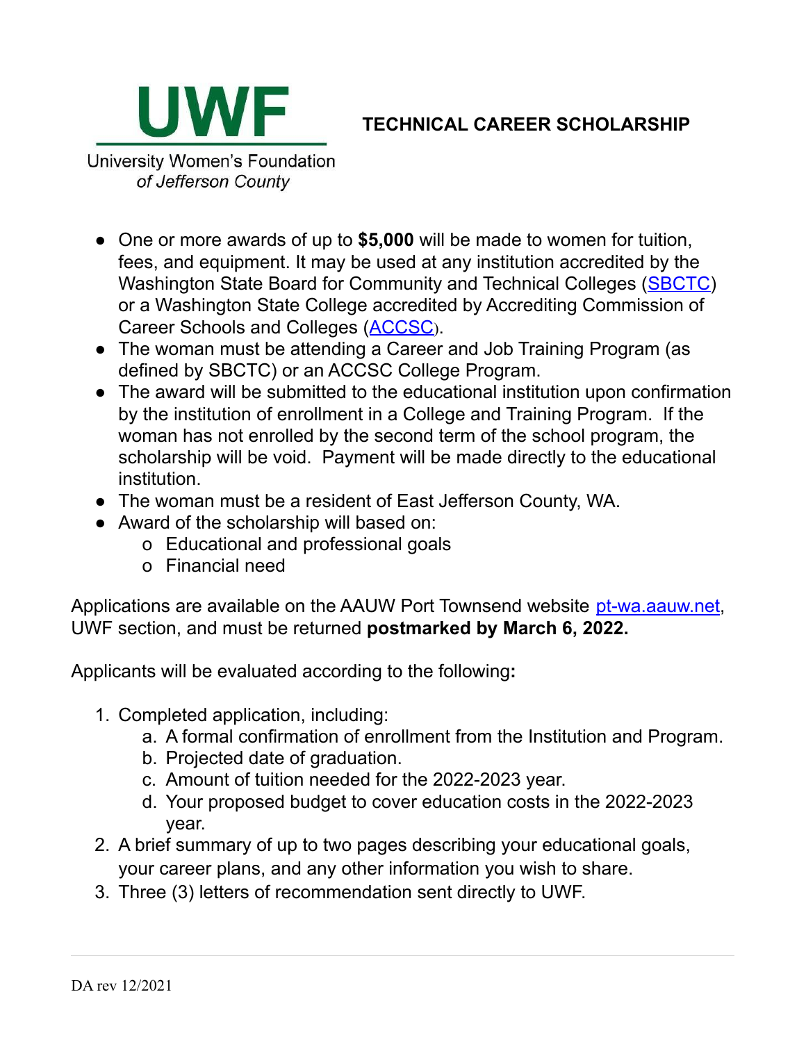**UWF**

University Women's Foundation
*of Jefferson County*

# TECHNICAL CAREER SCHOLARSHIP

- One or more awards of up to **$5,000** will be made to women for tuition, fees, and equipment. It may be used at any institution accredited by the Washington State Board for Community and Technical Colleges (SBCTC) or a Washington State College accredited by Accrediting Commission of Career Schools and Colleges (ACCSC).
- The woman must be attending a Career and Job Training Program (as defined by SBCTC) or an ACCSC College Program.
- The award will be submitted to the educational institution upon confirmation by the institution of enrollment in a College and Training Program. If the woman has not enrolled by the second term of the school program, the scholarship will be void. Payment will be made directly to the educational institution.
- The woman must be a resident of East Jefferson County, WA.
- Award of the scholarship will based on:
  - Educational and professional goals
  - Financial need

Applications are available on the AAUW Port Townsend website pt-wa.aauw.net, UWF section, and must be returned **postmarked by March 6, 2022.**

Applicants will be evaluated according to the following**:**

1. Completed application, including:
   a. A formal confirmation of enrollment from the Institution and Program.
   b. Projected date of graduation.
   c. Amount of tuition needed for the 2022-2023 year.
   d. Your proposed budget to cover education costs in the 2022-2023 year.
2. A brief summary of up to two pages describing your educational goals, your career plans, and any other information you wish to share.
3. Three (3) letters of recommendation sent directly to UWF.

DA rev 12/2021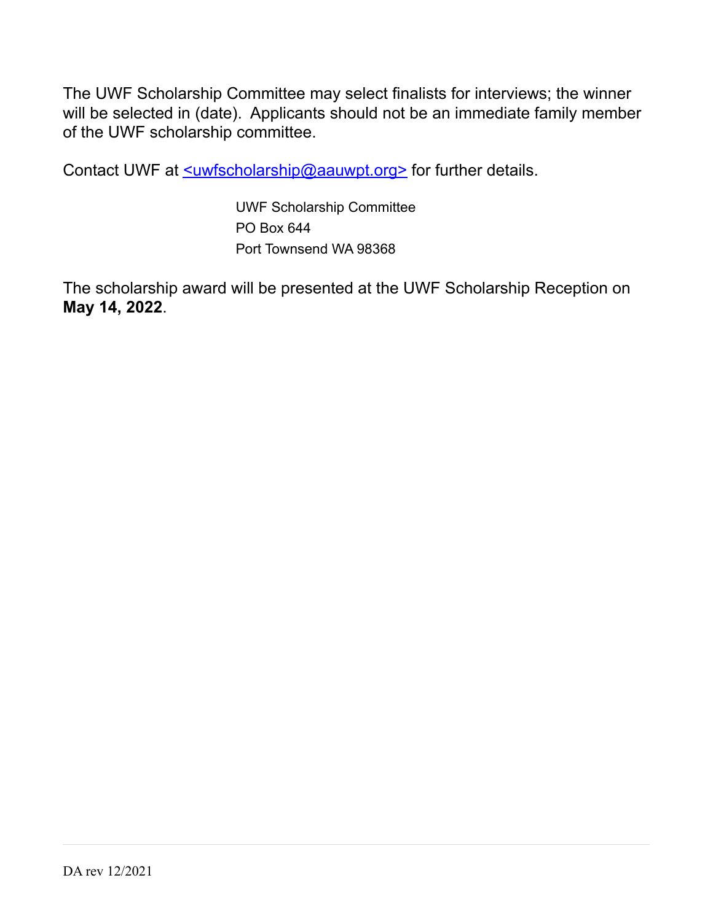The UWF Scholarship Committee may select finalists for interviews; the winner will be selected in (date). Applicants should not be an immediate family member of the UWF scholarship committee.

Contact UWF at <uwfscholarship@aauwpt.org> for further details.

UWF Scholarship Committee
PO Box 644
Port Townsend WA 98368

The scholarship award will be presented at the UWF Scholarship Reception on **May 14, 2022**.

DA rev 12/2021